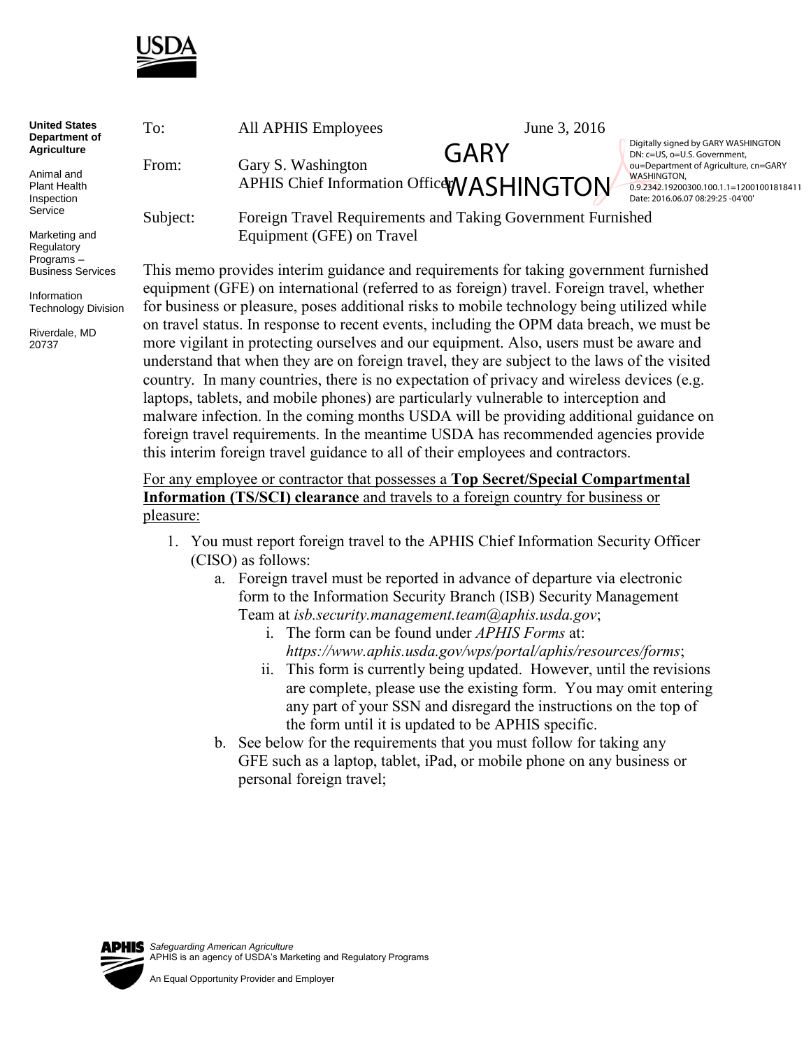**United States Department of Agriculture**

Animal and Plant Health Inspection Service

Marketing and Regulatory Programs – Business Services

Information Technology Division

Riverdale, MD 20737

| | | |
|---|---|---|
| To: | All APHIS Employees | June 3, 2016 |
| From: | Gary S. Washington<br>APHIS Chief Information Officer | |
| Subject: | Foreign Travel Requirements and Taking Government Furnished Equipment (GFE) on Travel | |

GARY WASHINGTON

Digitally signed by GARY WASHINGTON
DN: c=US, o=U.S. Government, ou=Department of Agriculture, cn=GARY WASHINGTON, 0.9.2342.19200300.100.1.1=12001001818411
Date: 2016.06.07 08:29:25 -04'00'

This memo provides interim guidance and requirements for taking government furnished equipment (GFE) on international (referred to as foreign) travel. Foreign travel, whether for business or pleasure, poses additional risks to mobile technology being utilized while on travel status. In response to recent events, including the OPM data breach, we must be more vigilant in protecting ourselves and our equipment. Also, users must be aware and understand that when they are on foreign travel, they are subject to the laws of the visited country. In many countries, there is no expectation of privacy and wireless devices (e.g. laptops, tablets, and mobile phones) are particularly vulnerable to interception and malware infection. In the coming months USDA will be providing additional guidance on foreign travel requirements. In the meantime USDA has recommended agencies provide this interim foreign travel guidance to all of their employees and contractors.

<u>For any employee or contractor that possesses a **Top Secret/Special Compartmental Information (TS/SCI) clearance** and travels to a foreign country for business or pleasure:</u>

1. You must report foreign travel to the APHIS Chief Information Security Officer (CISO) as follows:
    a. Foreign travel must be reported in advance of departure via electronic form to the Information Security Branch (ISB) Security Management Team at *isb.security.management.team@aphis.usda.gov*;
        i. The form can be found under *APHIS Forms* at: *https://www.aphis.usda.gov/wps/portal/aphis/resources/forms*;
        ii. This form is currently being updated. However, until the revisions are complete, please use the existing form. You may omit entering any part of your SSN and disregard the instructions on the top of the form until it is updated to be APHIS specific.
    b. See below for the requirements that you must follow for taking any GFE such as a laptop, tablet, iPad, or mobile phone on any business or personal foreign travel;

*Safeguarding American Agriculture*
APHIS is an agency of USDA's Marketing and Regulatory Programs

An Equal Opportunity Provider and Employer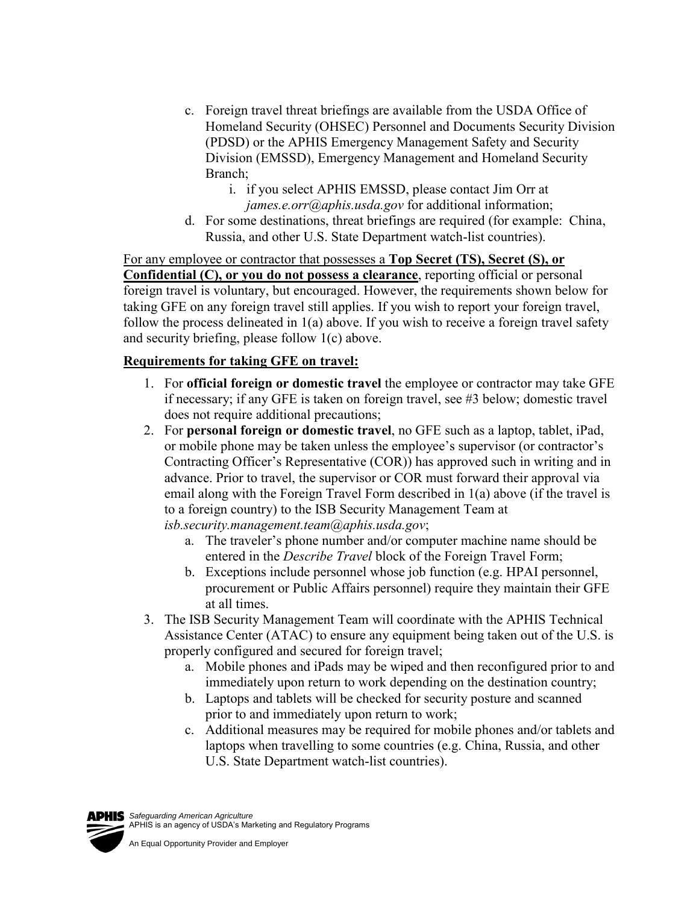c. Foreign travel threat briefings are available from the USDA Office of Homeland Security (OHSEC) Personnel and Documents Security Division (PDSD) or the APHIS Emergency Management Safety and Security Division (EMSSD), Emergency Management and Homeland Security Branch;
    i. if you select APHIS EMSSD, please contact Jim Orr at *james.e.orr@aphis.usda.gov* for additional information;

d. For some destinations, threat briefings are required (for example: China, Russia, and other U.S. State Department watch-list countries).

For any employee or contractor that possesses a **Top Secret (TS), Secret (S), or Confidential (C), or you do not possess a clearance**, reporting official or personal foreign travel is voluntary, but encouraged. However, the requirements shown below for taking GFE on any foreign travel still applies. If you wish to report your foreign travel, follow the process delineated in 1(a) above. If you wish to receive a foreign travel safety and security briefing, please follow 1(c) above.

**Requirements for taking GFE on travel:**

1. For **official foreign or domestic travel** the employee or contractor may take GFE if necessary; if any GFE is taken on foreign travel, see #3 below; domestic travel does not require additional precautions;
2. For **personal foreign or domestic travel**, no GFE such as a laptop, tablet, iPad, or mobile phone may be taken unless the employee's supervisor (or contractor's Contracting Officer's Representative (COR)) has approved such in writing and in advance. Prior to travel, the supervisor or COR must forward their approval via email along with the Foreign Travel Form described in 1(a) above (if the travel is to a foreign country) to the ISB Security Management Team at *isb.security.management.team@aphis.usda.gov*;
    a. The traveler's phone number and/or computer machine name should be entered in the *Describe Travel* block of the Foreign Travel Form;
    b. Exceptions include personnel whose job function (e.g. HPAI personnel, procurement or Public Affairs personnel) require they maintain their GFE at all times.
3. The ISB Security Management Team will coordinate with the APHIS Technical Assistance Center (ATAC) to ensure any equipment being taken out of the U.S. is properly configured and secured for foreign travel;
    a. Mobile phones and iPads may be wiped and then reconfigured prior to and immediately upon return to work depending on the destination country;
    b. Laptops and tablets will be checked for security posture and scanned prior to and immediately upon return to work;
    c. Additional measures may be required for mobile phones and/or tablets and laptops when travelling to some countries (e.g. China, Russia, and other U.S. State Department watch-list countries).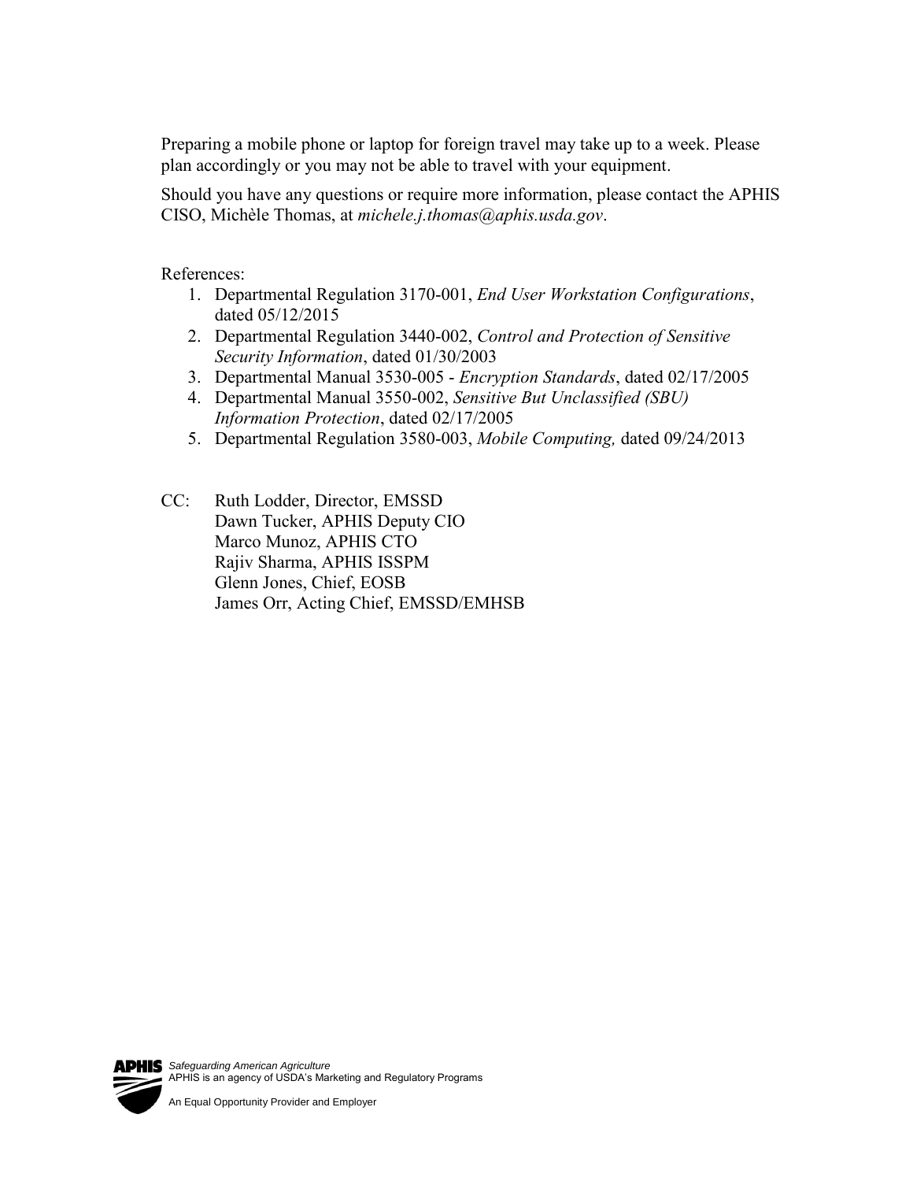Preparing a mobile phone or laptop for foreign travel may take up to a week. Please plan accordingly or you may not be able to travel with your equipment.

Should you have any questions or require more information, please contact the APHIS CISO, Michèle Thomas, at *michele.j.thomas@aphis.usda.gov*.

References:

1. Departmental Regulation 3170-001, *End User Workstation Configurations*, dated 05/12/2015
2. Departmental Regulation 3440-002, *Control and Protection of Sensitive Security Information*, dated 01/30/2003
3. Departmental Manual 3530-005 - *Encryption Standards*, dated 02/17/2005
4. Departmental Manual 3550-002, *Sensitive But Unclassified (SBU) Information Protection*, dated 02/17/2005
5. Departmental Regulation 3580-003, *Mobile Computing,* dated 09/24/2013

CC: Ruth Lodder, Director, EMSSD
Dawn Tucker, APHIS Deputy CIO
Marco Munoz, APHIS CTO
Rajiv Sharma, APHIS ISSPM
Glenn Jones, Chief, EOSB
James Orr, Acting Chief, EMSSD/EMHSB

APHIS *Safeguarding American Agriculture*
APHIS is an agency of USDA's Marketing and Regulatory Programs

An Equal Opportunity Provider and Employer